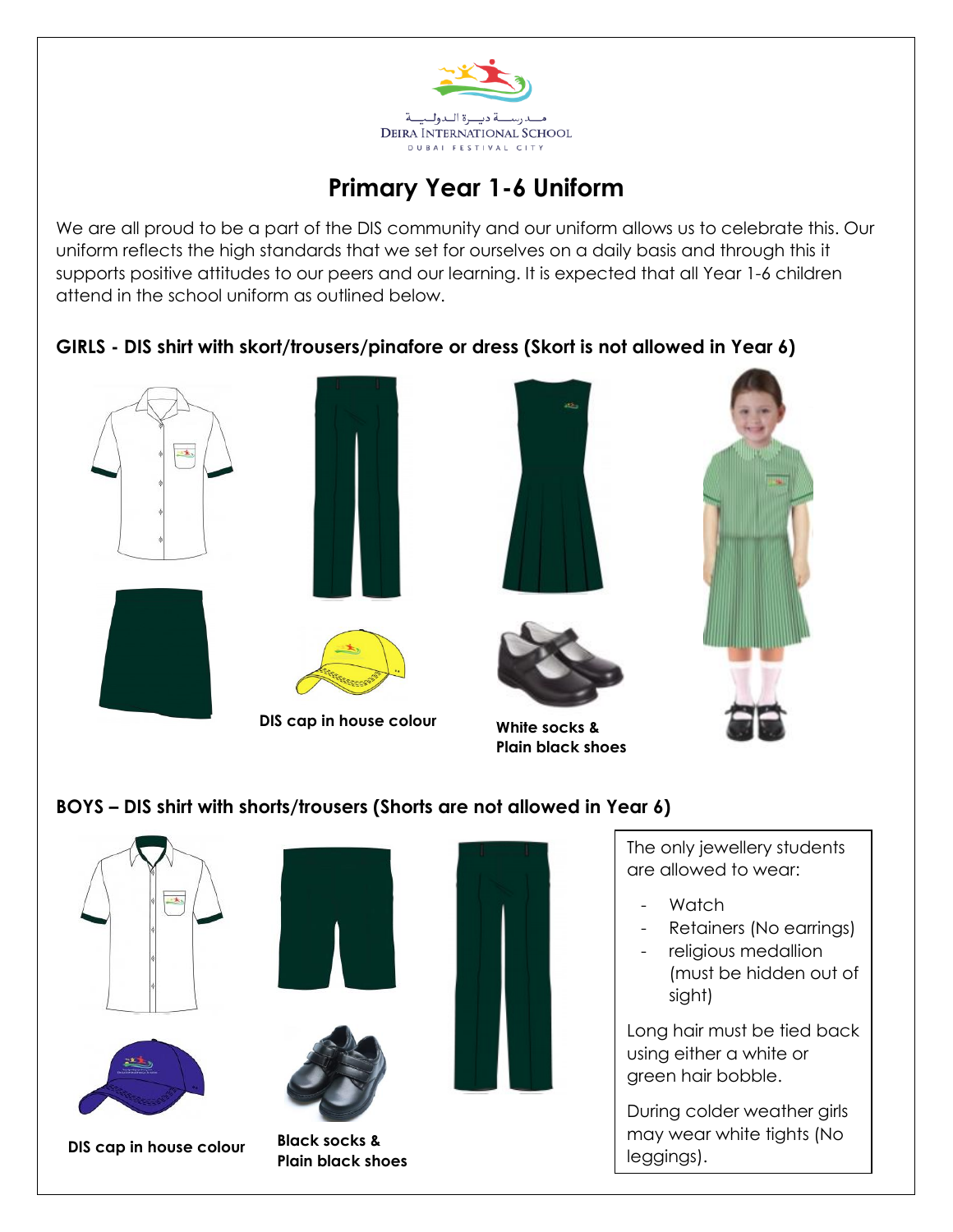مـدرسـة ديـرة الـدولـيـة
DEIRA INTERNATIONAL SCHOOL
DUBAI FESTIVAL CITY

# Primary Year 1-6 Uniform

We are all proud to be a part of the DIS community and our uniform allows us to celebrate this. Our uniform reflects the high standards that we set for ourselves on a daily basis and through this it supports positive attitudes to our peers and our learning. It is expected that all Year 1-6 children attend in the school uniform as outlined below.

**GIRLS - DIS shirt with skort/trousers/pinafore or dress (Skort is not allowed in Year 6)**

**DIS cap in house colour**

**White socks & Plain black shoes**

**BOYS – DIS shirt with shorts/trousers (Shorts are not allowed in Year 6)**

**DIS cap in house colour**

**Black socks & Plain black shoes**

The only jewellery students are allowed to wear:

- Watch
- Retainers (No earrings)
- religious medallion (must be hidden out of sight)

Long hair must be tied back using either a white or green hair bobble.

During colder weather girls may wear white tights (No leggings).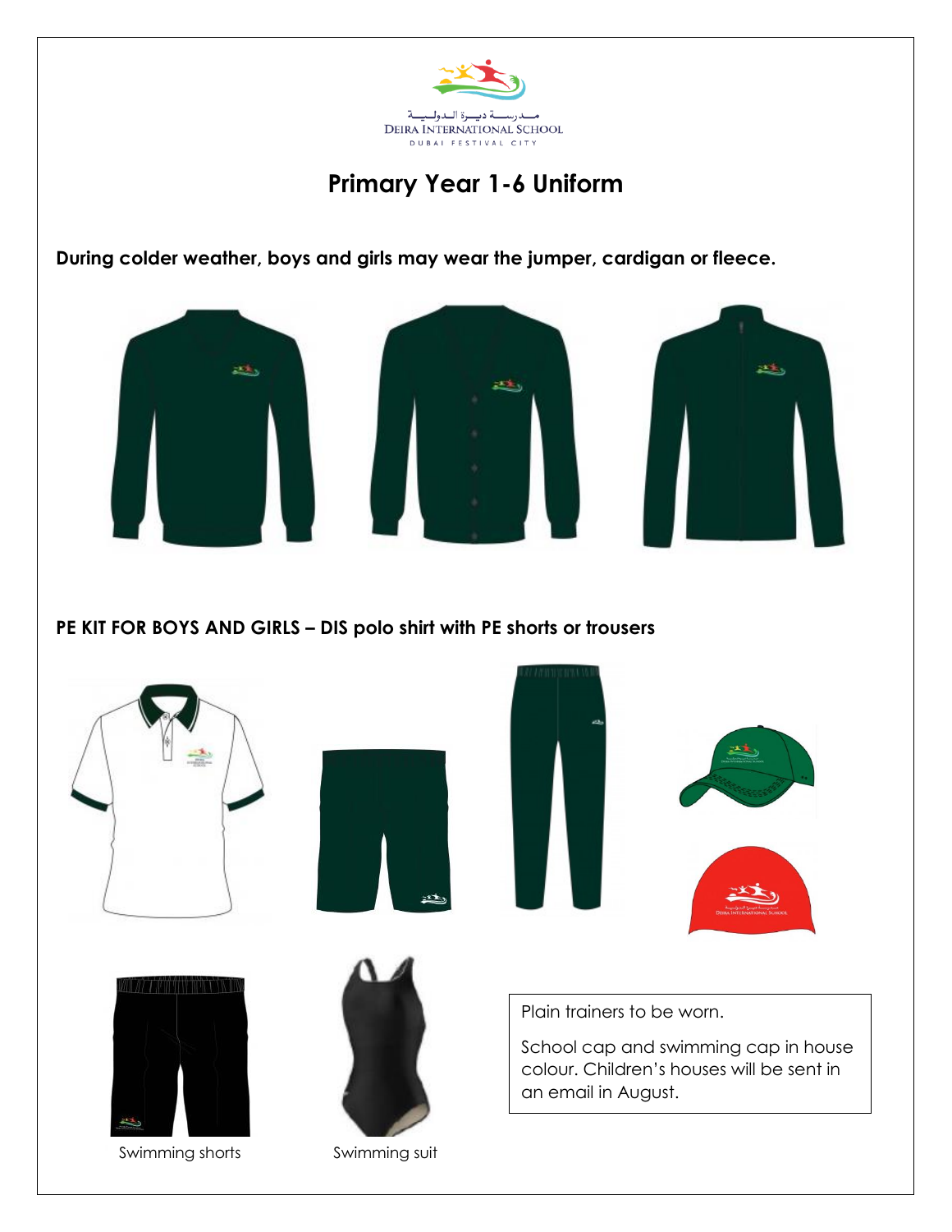مدرسة ديرة الدولية
DEIRA INTERNATIONAL SCHOOL
DUBAI FESTIVAL CITY

# Primary Year 1-6 Uniform

**During colder weather, boys and girls may wear the jumper, cardigan or fleece.**

**PE KIT FOR BOYS AND GIRLS – DIS polo shirt with PE shorts or trousers**

Plain trainers to be worn.

School cap and swimming cap in house colour. Children's houses will be sent in an email in August.

Swimming shorts

Swimming suit